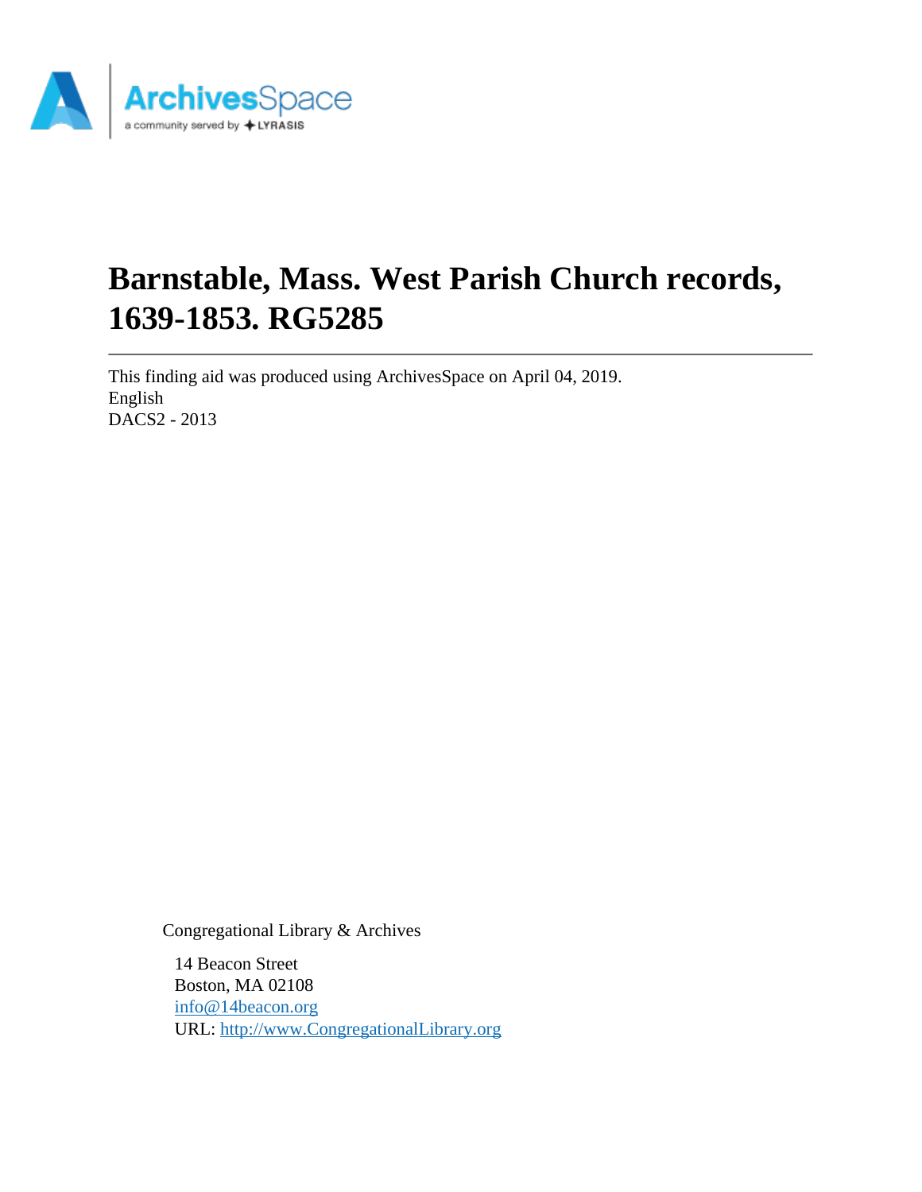# Barnstable, Mass. West Parish Church records, 1639-1853. RG5285

This finding aid was produced using ArchivesSpace on April 04, 2019.
English
DACS2 - 2013

Congregational Library & Archives

14 Beacon Street
Boston, MA 02108
info@14beacon.org
URL: http://www.CongregationalLibrary.org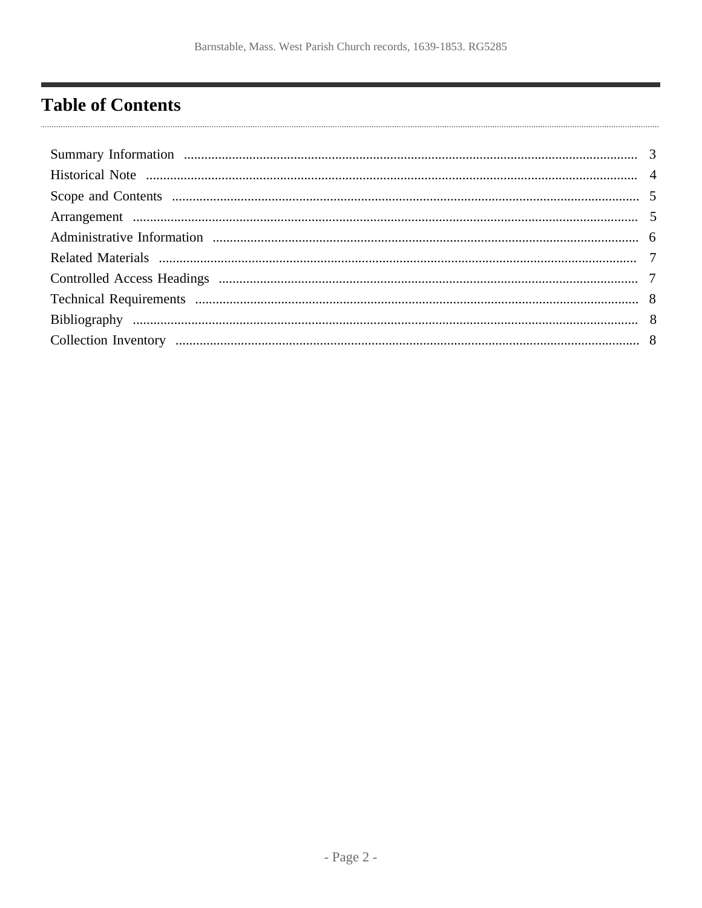# Table of Contents

| | |
|---|---|
| Summary Information | 3 |
| Historical Note | 4 |
| Scope and Contents | 5 |
| Arrangement | 5 |
| Administrative Information | 6 |
| Related Materials | 7 |
| Controlled Access Headings | 7 |
| Technical Requirements | 8 |
| Bibliography | 8 |
| Collection Inventory | 8 |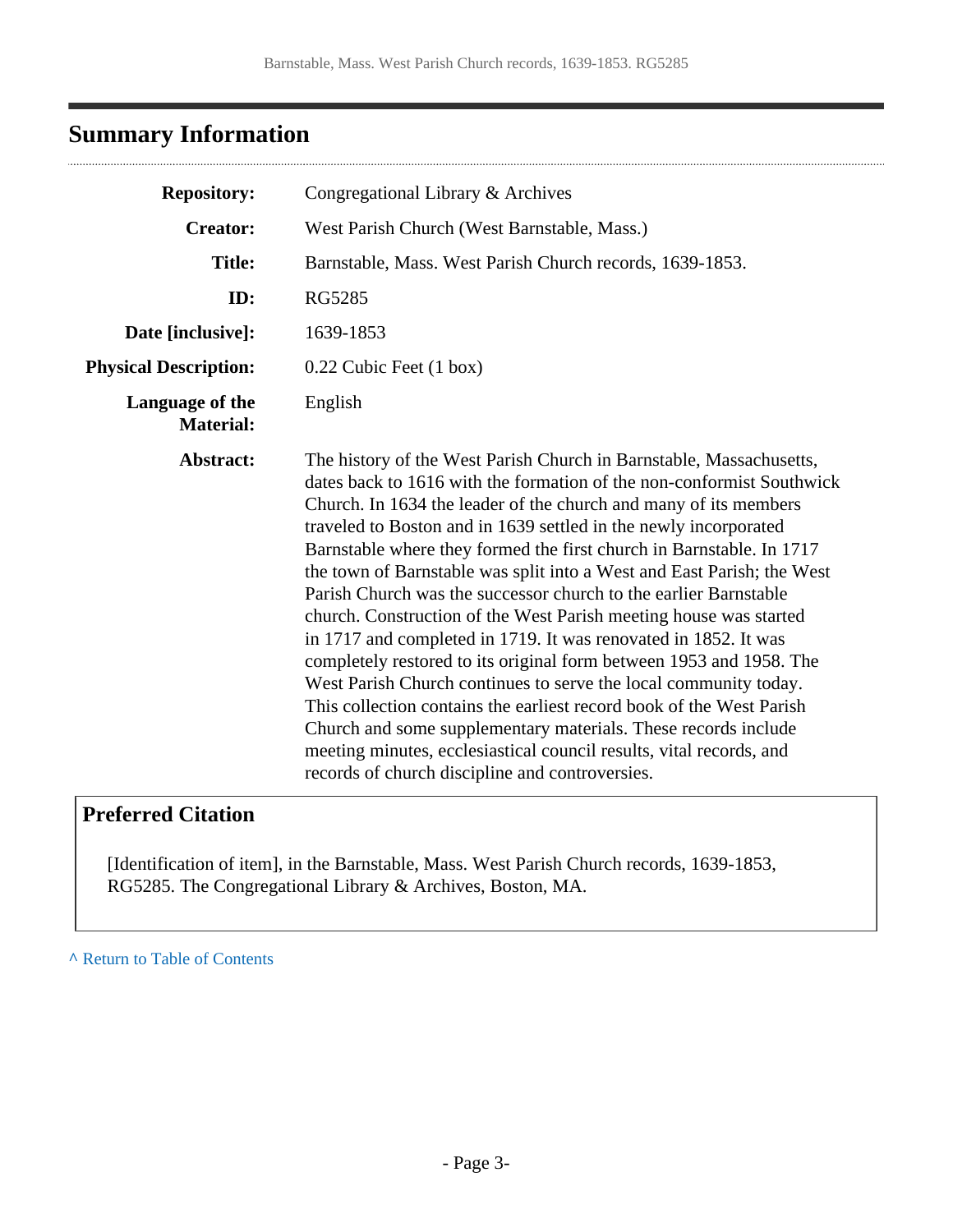## Summary Information

| | |
|---|---|
| **Repository:** | Congregational Library & Archives |
| **Creator:** | West Parish Church (West Barnstable, Mass.) |
| **Title:** | Barnstable, Mass. West Parish Church records, 1639-1853. |
| **ID:** | RG5285 |
| **Date [inclusive]:** | 1639-1853 |
| **Physical Description:** | 0.22 Cubic Feet (1 box) |
| **Language of the Material:** | English |
| **Abstract:** | The history of the West Parish Church in Barnstable, Massachusetts, dates back to 1616 with the formation of the non-conformist Southwick Church. In 1634 the leader of the church and many of its members traveled to Boston and in 1639 settled in the newly incorporated Barnstable where they formed the first church in Barnstable. In 1717 the town of Barnstable was split into a West and East Parish; the West Parish Church was the successor church to the earlier Barnstable church. Construction of the West Parish meeting house was started in 1717 and completed in 1719. It was renovated in 1852. It was completely restored to its original form between 1953 and 1958. The West Parish Church continues to serve the local community today. This collection contains the earliest record book of the West Parish Church and some supplementary materials. These records include meeting minutes, ecclesiastical council results, vital records, and records of church discipline and controversies. |

### Preferred Citation

[Identification of item], in the Barnstable, Mass. West Parish Church records, 1639-1853, RG5285. The Congregational Library & Archives, Boston, MA.

^ Return to Table of Contents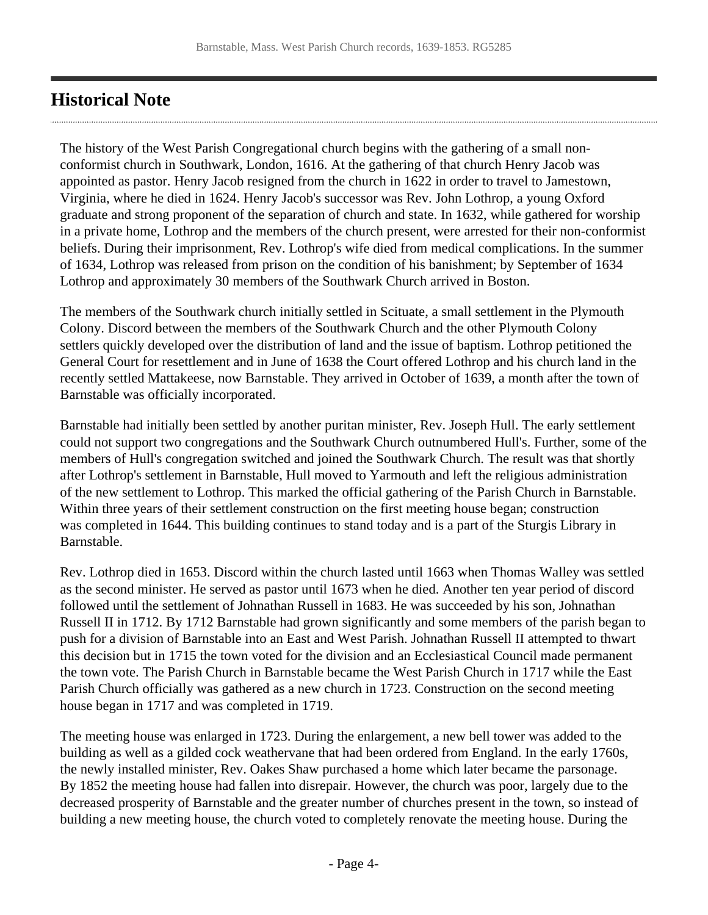## Historical Note

The history of the West Parish Congregational church begins with the gathering of a small non-conformist church in Southwark, London, 1616. At the gathering of that church Henry Jacob was appointed as pastor. Henry Jacob resigned from the church in 1622 in order to travel to Jamestown, Virginia, where he died in 1624. Henry Jacob's successor was Rev. John Lothrop, a young Oxford graduate and strong proponent of the separation of church and state. In 1632, while gathered for worship in a private home, Lothrop and the members of the church present, were arrested for their non-conformist beliefs. During their imprisonment, Rev. Lothrop's wife died from medical complications. In the summer of 1634, Lothrop was released from prison on the condition of his banishment; by September of 1634 Lothrop and approximately 30 members of the Southwark Church arrived in Boston.

The members of the Southwark church initially settled in Scituate, a small settlement in the Plymouth Colony. Discord between the members of the Southwark Church and the other Plymouth Colony settlers quickly developed over the distribution of land and the issue of baptism. Lothrop petitioned the General Court for resettlement and in June of 1638 the Court offered Lothrop and his church land in the recently settled Mattakeese, now Barnstable. They arrived in October of 1639, a month after the town of Barnstable was officially incorporated.

Barnstable had initially been settled by another puritan minister, Rev. Joseph Hull. The early settlement could not support two congregations and the Southwark Church outnumbered Hull's. Further, some of the members of Hull's congregation switched and joined the Southwark Church. The result was that shortly after Lothrop's settlement in Barnstable, Hull moved to Yarmouth and left the religious administration of the new settlement to Lothrop. This marked the official gathering of the Parish Church in Barnstable. Within three years of their settlement construction on the first meeting house began; construction was completed in 1644. This building continues to stand today and is a part of the Sturgis Library in Barnstable.

Rev. Lothrop died in 1653. Discord within the church lasted until 1663 when Thomas Walley was settled as the second minister. He served as pastor until 1673 when he died. Another ten year period of discord followed until the settlement of Johnathan Russell in 1683. He was succeeded by his son, Johnathan Russell II in 1712. By 1712 Barnstable had grown significantly and some members of the parish began to push for a division of Barnstable into an East and West Parish. Johnathan Russell II attempted to thwart this decision but in 1715 the town voted for the division and an Ecclesiastical Council made permanent the town vote. The Parish Church in Barnstable became the West Parish Church in 1717 while the East Parish Church officially was gathered as a new church in 1723. Construction on the second meeting house began in 1717 and was completed in 1719.

The meeting house was enlarged in 1723. During the enlargement, a new bell tower was added to the building as well as a gilded cock weathervane that had been ordered from England. In the early 1760s, the newly installed minister, Rev. Oakes Shaw purchased a home which later became the parsonage. By 1852 the meeting house had fallen into disrepair. However, the church was poor, largely due to the decreased prosperity of Barnstable and the greater number of churches present in the town, so instead of building a new meeting house, the church voted to completely renovate the meeting house. During the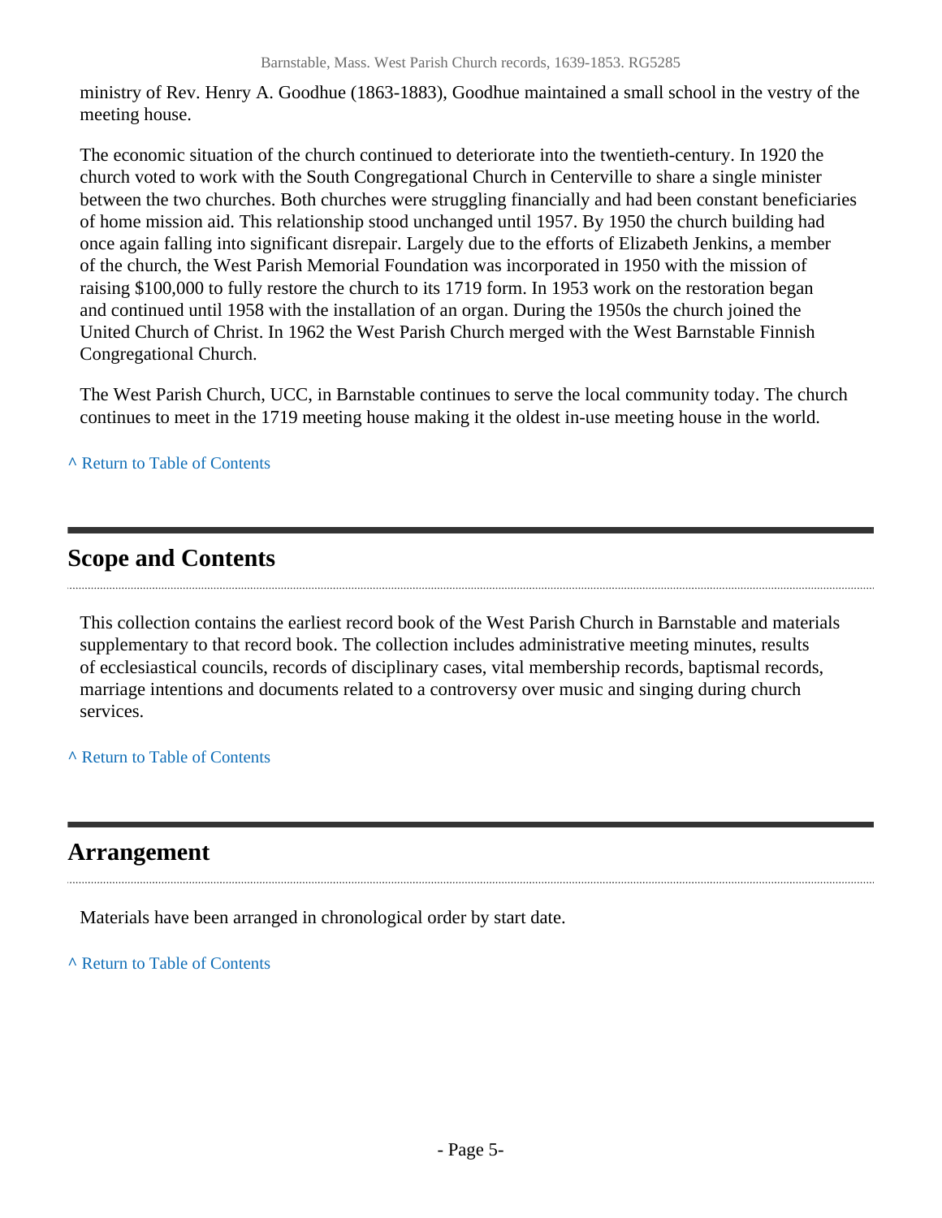ministry of Rev. Henry A. Goodhue (1863-1883), Goodhue maintained a small school in the vestry of the meeting house.

The economic situation of the church continued to deteriorate into the twentieth-century. In 1920 the church voted to work with the South Congregational Church in Centerville to share a single minister between the two churches. Both churches were struggling financially and had been constant beneficiaries of home mission aid. This relationship stood unchanged until 1957. By 1950 the church building had once again falling into significant disrepair. Largely due to the efforts of Elizabeth Jenkins, a member of the church, the West Parish Memorial Foundation was incorporated in 1950 with the mission of raising $100,000 to fully restore the church to its 1719 form. In 1953 work on the restoration began and continued until 1958 with the installation of an organ. During the 1950s the church joined the United Church of Christ. In 1962 the West Parish Church merged with the West Barnstable Finnish Congregational Church.

The West Parish Church, UCC, in Barnstable continues to serve the local community today. The church continues to meet in the 1719 meeting house making it the oldest in-use meeting house in the world.

^ Return to Table of Contents

## Scope and Contents

This collection contains the earliest record book of the West Parish Church in Barnstable and materials supplementary to that record book. The collection includes administrative meeting minutes, results of ecclesiastical councils, records of disciplinary cases, vital membership records, baptismal records, marriage intentions and documents related to a controversy over music and singing during church services.

^ Return to Table of Contents

## Arrangement

Materials have been arranged in chronological order by start date.

^ Return to Table of Contents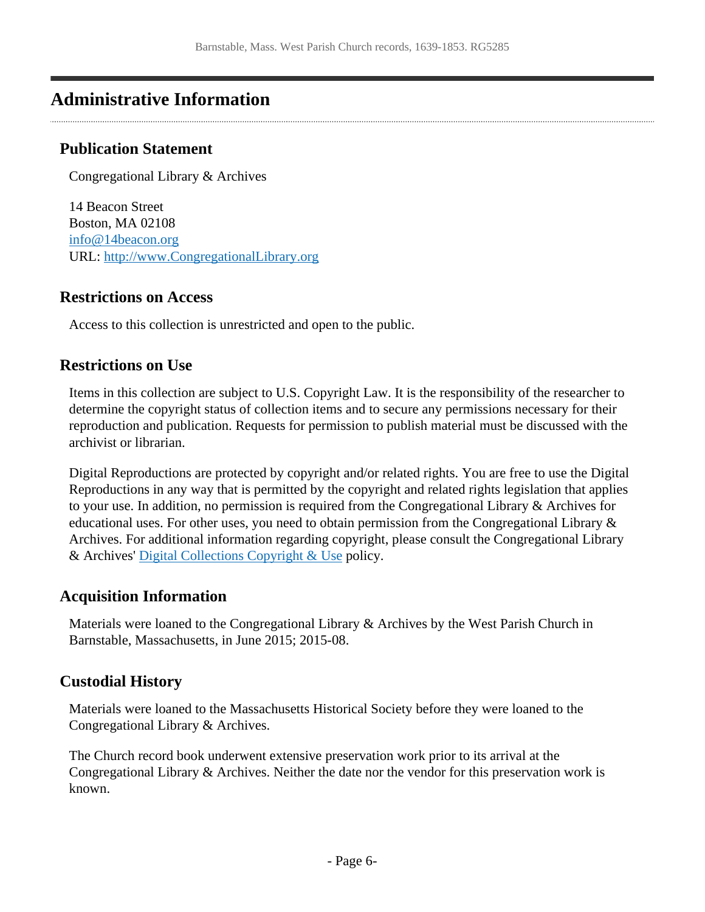## Administrative Information

### Publication Statement

Congregational Library & Archives

14 Beacon Street
Boston, MA 02108
[info@14beacon.org](mailto:info@14beacon.org)
URL: [http://www.CongregationalLibrary.org](http://www.CongregationalLibrary.org)

### Restrictions on Access

Access to this collection is unrestricted and open to the public.

### Restrictions on Use

Items in this collection are subject to U.S. Copyright Law. It is the responsibility of the researcher to determine the copyright status of collection items and to secure any permissions necessary for their reproduction and publication. Requests for permission to publish material must be discussed with the archivist or librarian.

Digital Reproductions are protected by copyright and/or related rights. You are free to use the Digital Reproductions in any way that is permitted by the copyright and related rights legislation that applies to your use. In addition, no permission is required from the Congregational Library & Archives for educational uses. For other uses, you need to obtain permission from the Congregational Library & Archives. For additional information regarding copyright, please consult the Congregational Library & Archives' Digital Collections Copyright & Use policy.

### Acquisition Information

Materials were loaned to the Congregational Library & Archives by the West Parish Church in Barnstable, Massachusetts, in June 2015; 2015-08.

### Custodial History

Materials were loaned to the Massachusetts Historical Society before they were loaned to the Congregational Library & Archives.

The Church record book underwent extensive preservation work prior to its arrival at the Congregational Library & Archives. Neither the date nor the vendor for this preservation work is known.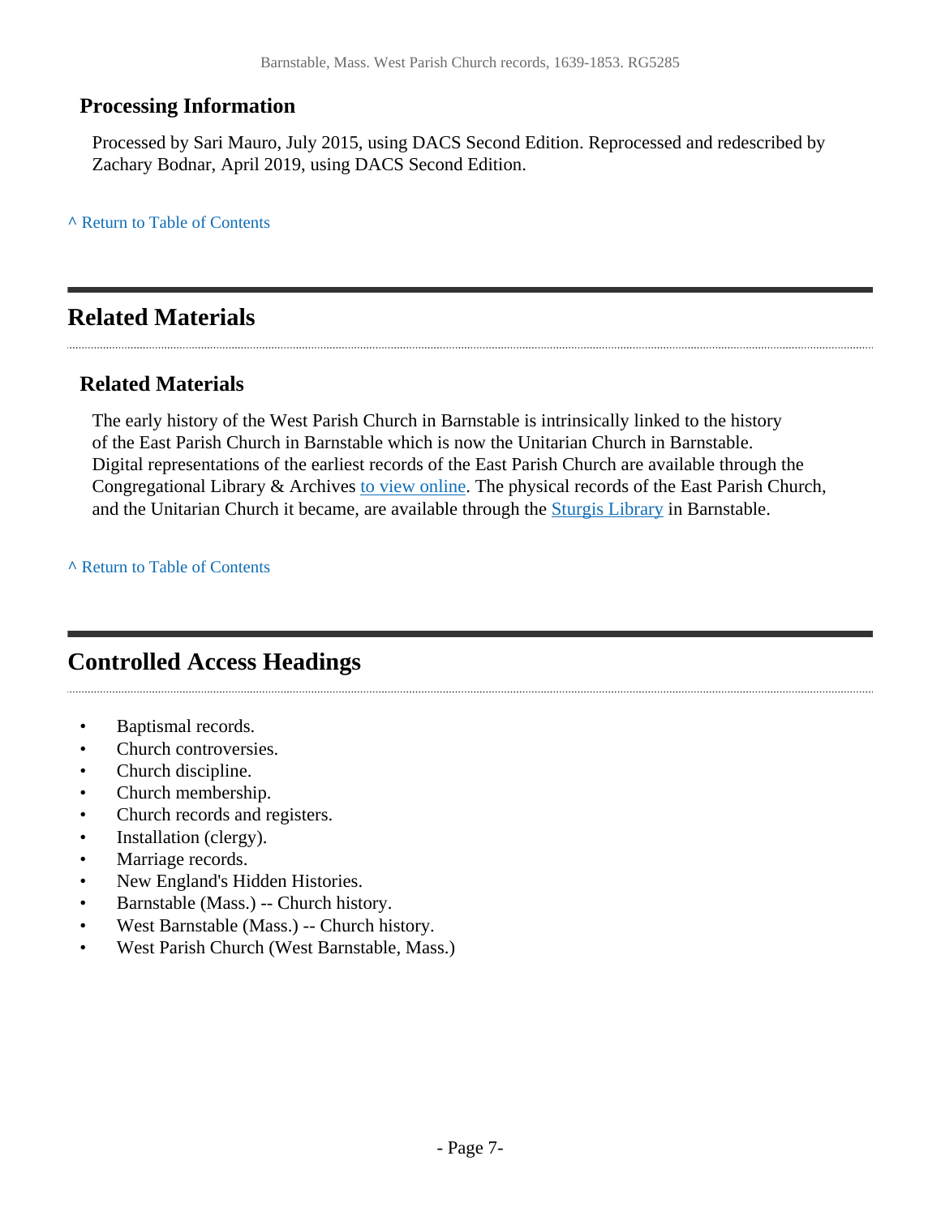### Processing Information

Processed by Sari Mauro, July 2015, using DACS Second Edition. Reprocessed and redescribed by Zachary Bodnar, April 2019, using DACS Second Edition.

^ Return to Table of Contents

## Related Materials

### Related Materials

The early history of the West Parish Church in Barnstable is intrinsically linked to the history of the East Parish Church in Barnstable which is now the Unitarian Church in Barnstable. Digital representations of the earliest records of the East Parish Church are available through the Congregational Library & Archives to view online. The physical records of the East Parish Church, and the Unitarian Church it became, are available through the Sturgis Library in Barnstable.

^ Return to Table of Contents

## Controlled Access Headings

- Baptismal records.
- Church controversies.
- Church discipline.
- Church membership.
- Church records and registers.
- Installation (clergy).
- Marriage records.
- New England's Hidden Histories.
- Barnstable (Mass.) -- Church history.
- West Barnstable (Mass.) -- Church history.
- West Parish Church (West Barnstable, Mass.)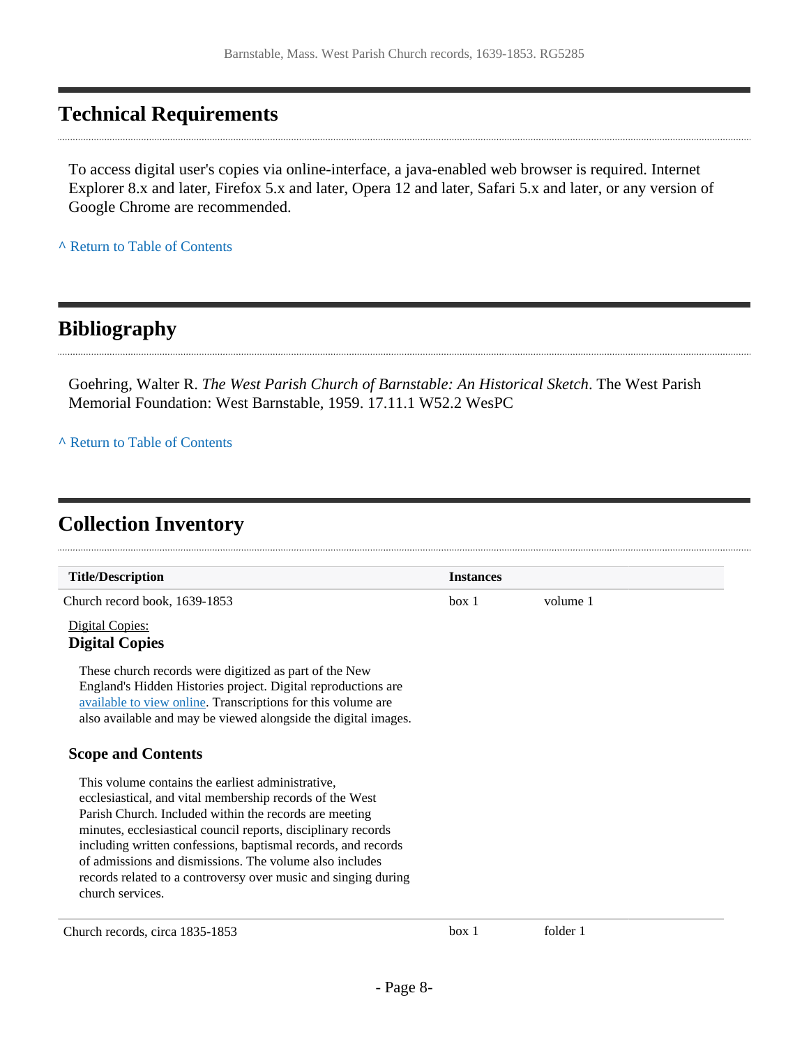## Technical Requirements

To access digital user's copies via online-interface, a java-enabled web browser is required. Internet Explorer 8.x and later, Firefox 5.x and later, Opera 12 and later, Safari 5.x and later, or any version of Google Chrome are recommended.

^ Return to Table of Contents

## Bibliography

Goehring, Walter R. *The West Parish Church of Barnstable: An Historical Sketch*. The West Parish Memorial Foundation: West Barnstable, 1959. 17.11.1 W52.2 WesPC

^ Return to Table of Contents

## Collection Inventory

| Title/Description | Instances | |
|---|---|---|
| Church record book, 1639-1853 | box 1 | volume 1 |

Digital Copies:

### Digital Copies

These church records were digitized as part of the New England's Hidden Histories project. Digital reproductions are available to view online. Transcriptions for this volume are also available and may be viewed alongside the digital images.

### Scope and Contents

This volume contains the earliest administrative, ecclesiastical, and vital membership records of the West Parish Church. Included within the records are meeting minutes, ecclesiastical council reports, disciplinary records including written confessions, baptismal records, and records of admissions and dismissions. The volume also includes records related to a controversy over music and singing during church services.

| Title/Description | Instances | |
|---|---|---|
| Church records, circa 1835-1853 | box 1 | folder 1 |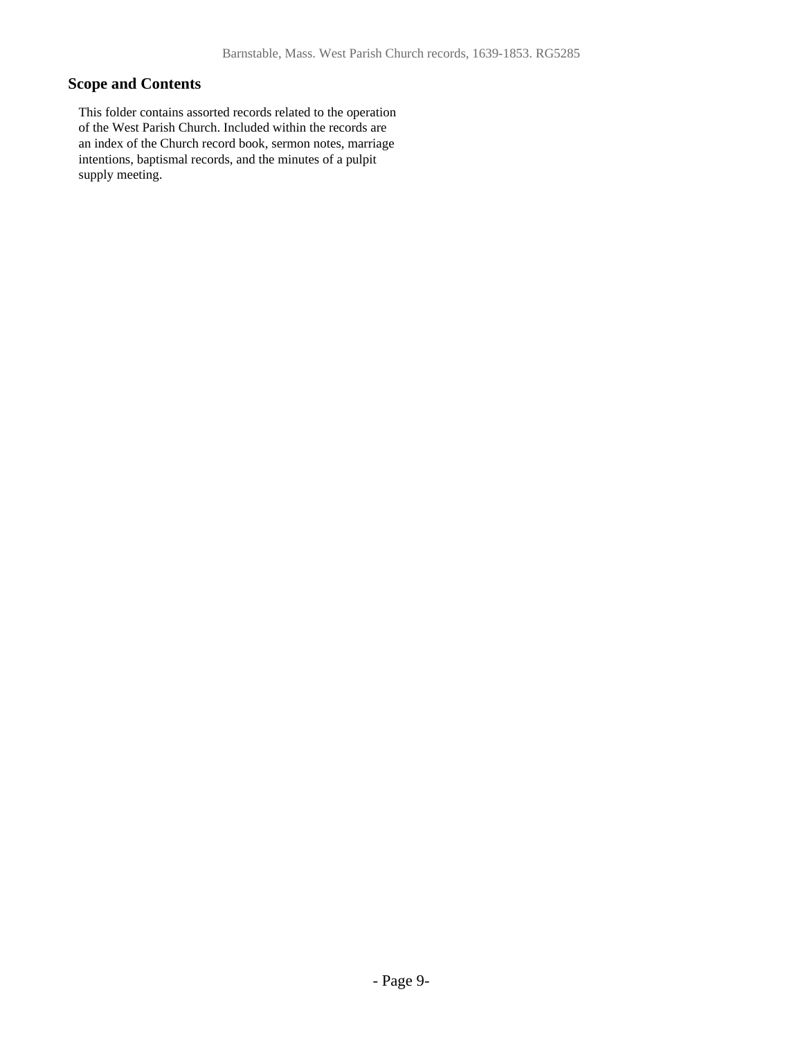## Scope and Contents

This folder contains assorted records related to the operation of the West Parish Church. Included within the records are an index of the Church record book, sermon notes, marriage intentions, baptismal records, and the minutes of a pulpit supply meeting.